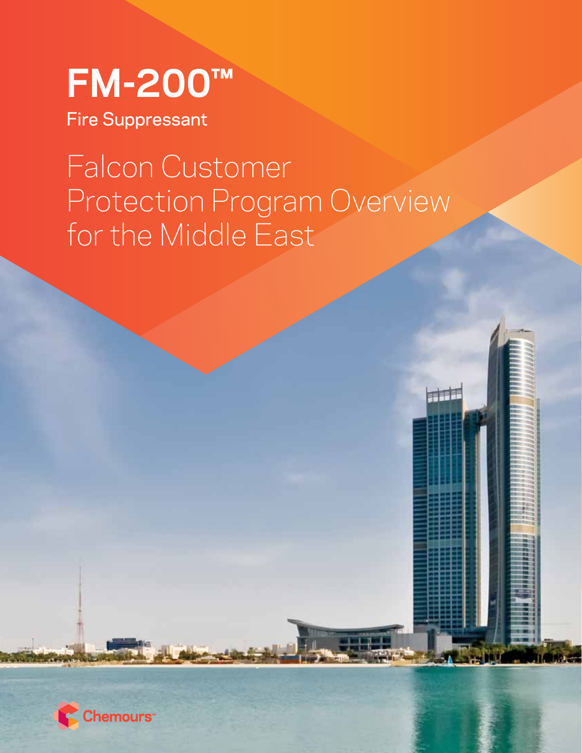# FM-200™

Fire Suppressant

## Falcon Customer Protection Program Overview for the Middle East

Chemours™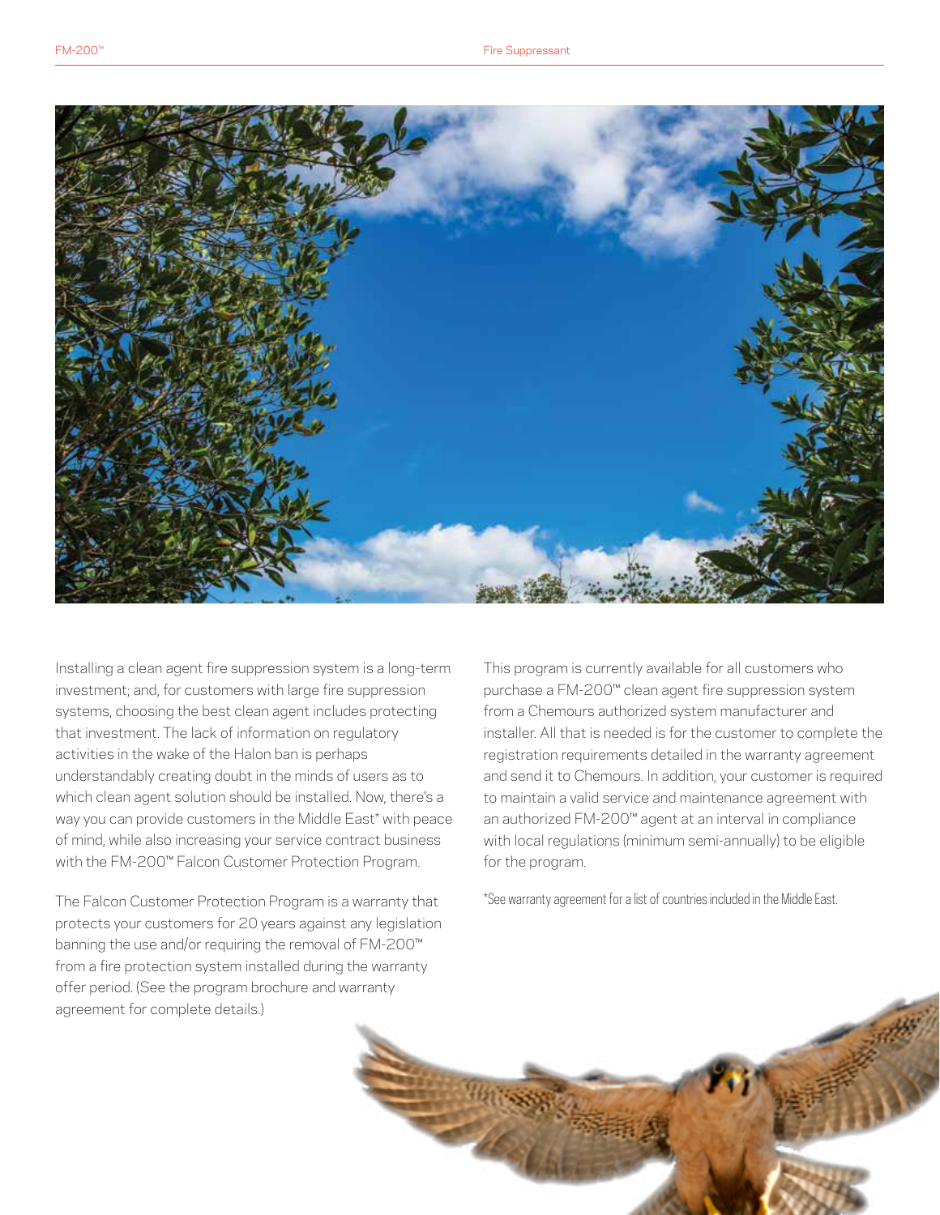Installing a clean agent fire suppression system is a long-term investment; and, for customers with large fire suppression systems, choosing the best clean agent includes protecting that investment. The lack of information on regulatory activities in the wake of the Halon ban is perhaps understandably creating doubt in the minds of users as to which clean agent solution should be installed. Now, there's a way you can provide customers in the Middle East* with peace of mind, while also increasing your service contract business with the FM-200™ Falcon Customer Protection Program.

The Falcon Customer Protection Program is a warranty that protects your customers for 20 years against any legislation banning the use and/or requiring the removal of FM-200™ from a fire protection system installed during the warranty offer period. (See the program brochure and warranty agreement for complete details.)

This program is currently available for all customers who purchase a FM-200™ clean agent fire suppression system from a Chemours authorized system manufacturer and installer. All that is needed is for the customer to complete the registration requirements detailed in the warranty agreement and send it to Chemours. In addition, your customer is required to maintain a valid service and maintenance agreement with an authorized FM-200™ agent at an interval in compliance with local regulations (minimum semi-annually) to be eligible for the program.

*See warranty agreement for a list of countries included in the Middle East.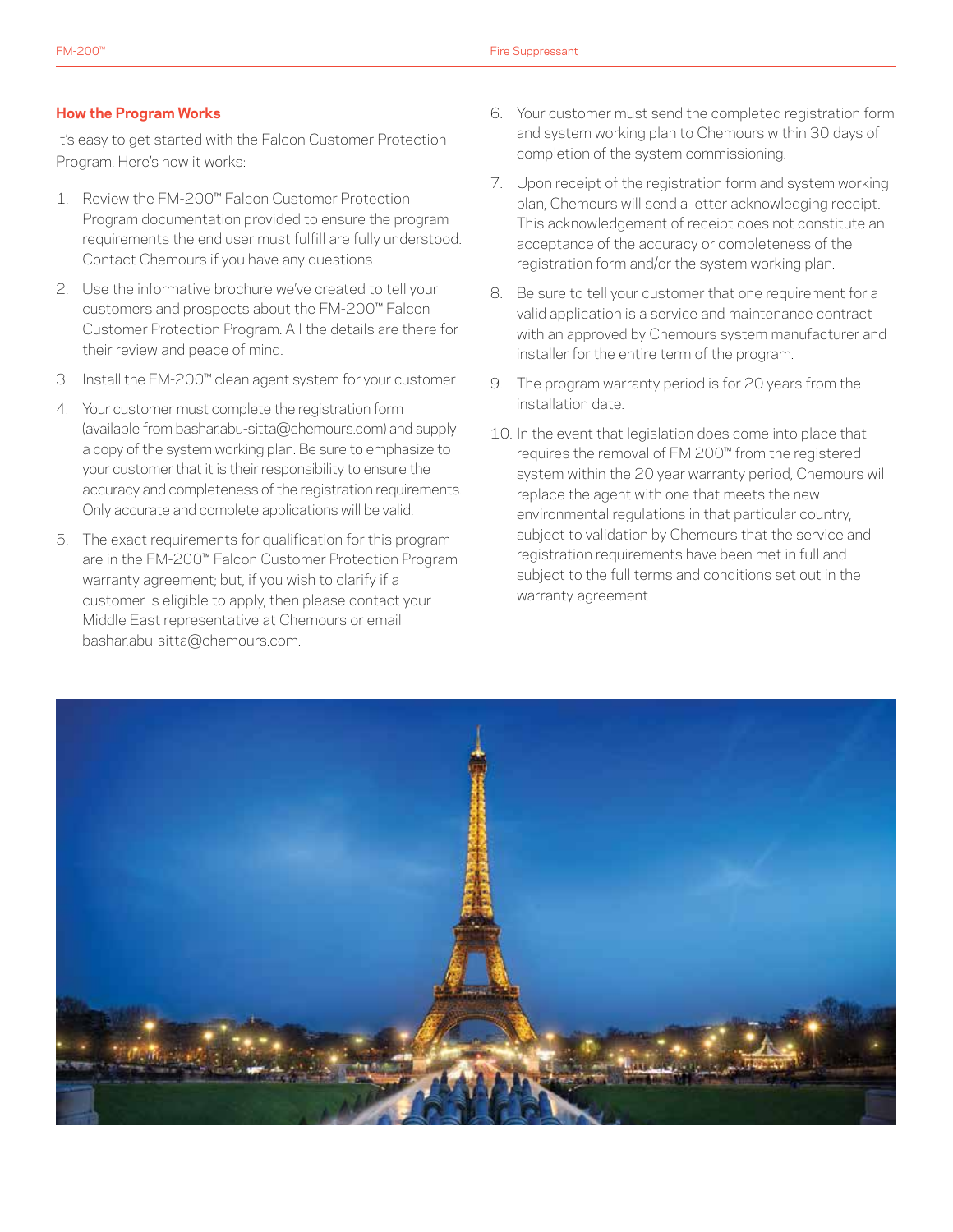## How the Program Works

It's easy to get started with the Falcon Customer Protection Program. Here's how it works:

1. Review the FM-200™ Falcon Customer Protection Program documentation provided to ensure the program requirements the end user must fulfill are fully understood. Contact Chemours if you have any questions.
2. Use the informative brochure we've created to tell your customers and prospects about the FM-200™ Falcon Customer Protection Program. All the details are there for their review and peace of mind.
3. Install the FM-200™ clean agent system for your customer.
4. Your customer must complete the registration form (available from bashar.abu-sitta@chemours.com) and supply a copy of the system working plan. Be sure to emphasize to your customer that it is their responsibility to ensure the accuracy and completeness of the registration requirements. Only accurate and complete applications will be valid.
5. The exact requirements for qualification for this program are in the FM-200™ Falcon Customer Protection Program warranty agreement; but, if you wish to clarify if a customer is eligible to apply, then please contact your Middle East representative at Chemours or email bashar.abu-sitta@chemours.com.
6. Your customer must send the completed registration form and system working plan to Chemours within 30 days of completion of the system commissioning.
7. Upon receipt of the registration form and system working plan, Chemours will send a letter acknowledging receipt. This acknowledgement of receipt does not constitute an acceptance of the accuracy or completeness of the registration form and/or the system working plan.
8. Be sure to tell your customer that one requirement for a valid application is a service and maintenance contract with an approved by Chemours system manufacturer and installer for the entire term of the program.
9. The program warranty period is for 20 years from the installation date.
10. In the event that legislation does come into place that requires the removal of FM 200™ from the registered system within the 20 year warranty period, Chemours will replace the agent with one that meets the new environmental regulations in that particular country, subject to validation by Chemours that the service and registration requirements have been met in full and subject to the full terms and conditions set out in the warranty agreement.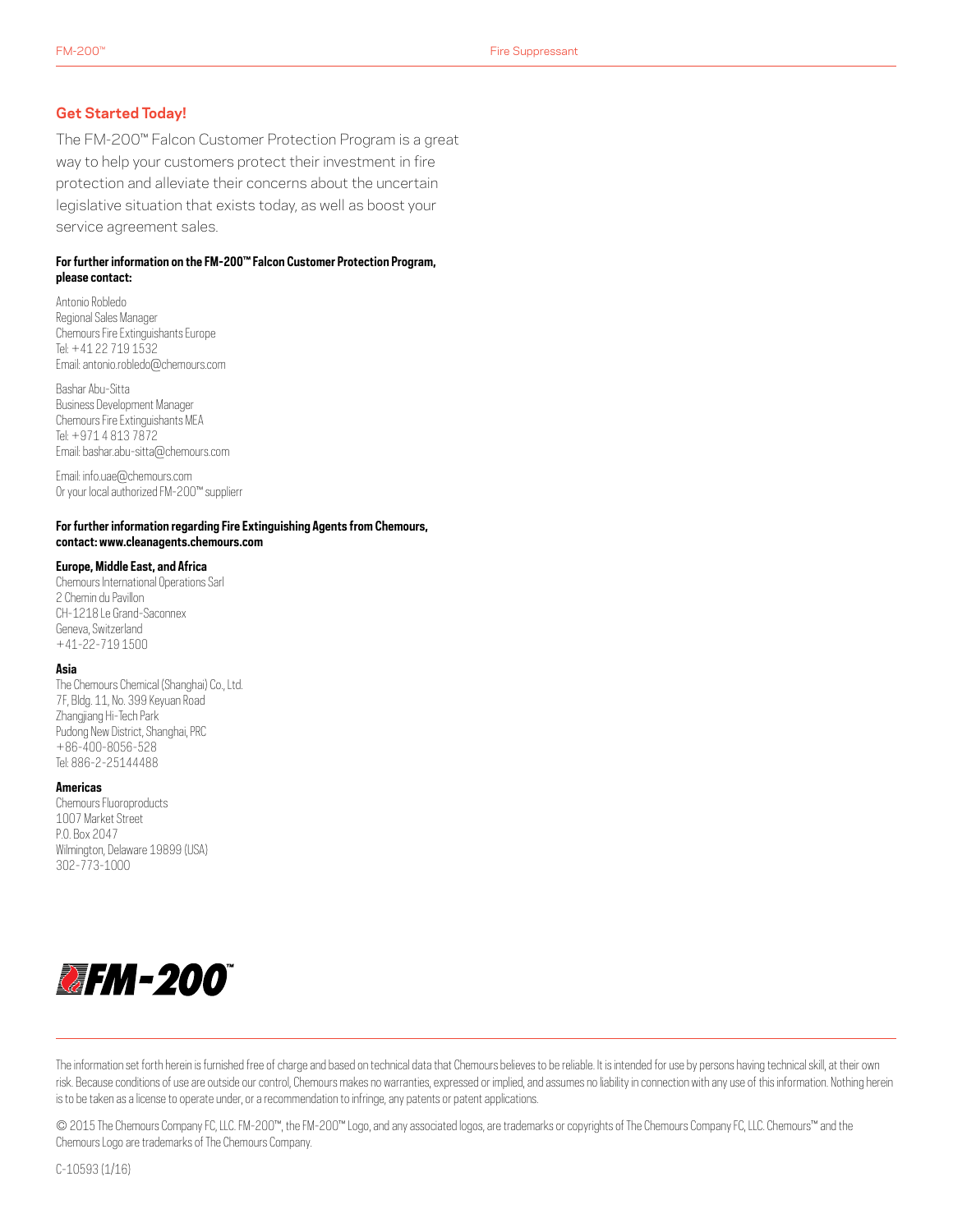## Get Started Today!

The FM-200™ Falcon Customer Protection Program is a great way to help your customers protect their investment in fire protection and alleviate their concerns about the uncertain legislative situation that exists today, as well as boost your service agreement sales.

**For further information on the FM-200™ Falcon Customer Protection Program, please contact:**

Antonio Robledo
Regional Sales Manager
Chemours Fire Extinguishants Europe
Tel: +41 22 719 1532
Email: antonio.robledo@chemours.com

Bashar Abu-Sitta
Business Development Manager
Chemours Fire Extinguishants MEA
Tel: +971 4 813 7872
Email: bashar.abu-sitta@chemours.com

Email: info.uae@chemours.com
Or your local authorized FM-200™ supplierr

**For further information regarding Fire Extinguishing Agents from Chemours, contact: www.cleanagents.chemours.com**

**Europe, Middle East, and Africa**
Chemours International Operations Sarl
2 Chemin du Pavillon
CH-1218 Le Grand-Saconnex
Geneva, Switzerland
+41-22-719 1500

**Asia**
The Chemours Chemical (Shanghai) Co., Ltd.
7F, Bldg. 11, No. 399 Keyuan Road
Zhangjiang Hi-Tech Park
Pudong New District, Shanghai, PRC
+86-400-8056-528
Tel: 886-2-25144488

**Americas**
Chemours Fluoroproducts
1007 Market Street
P.O. Box 2047
Wilmington, Delaware 19899 (USA)
302-773-1000

FM-200™

The information set forth herein is furnished free of charge and based on technical data that Chemours believes to be reliable. It is intended for use by persons having technical skill, at their own risk. Because conditions of use are outside our control, Chemours makes no warranties, expressed or implied, and assumes no liability in connection with any use of this information. Nothing herein is to be taken as a license to operate under, or a recommendation to infringe, any patents or patent applications.

© 2015 The Chemours Company FC, LLC. FM-200™, the FM-200™ Logo, and any associated logos, are trademarks or copyrights of The Chemours Company FC, LLC. Chemours™ and the Chemours Logo are trademarks of The Chemours Company.

C-10593 (1/16)